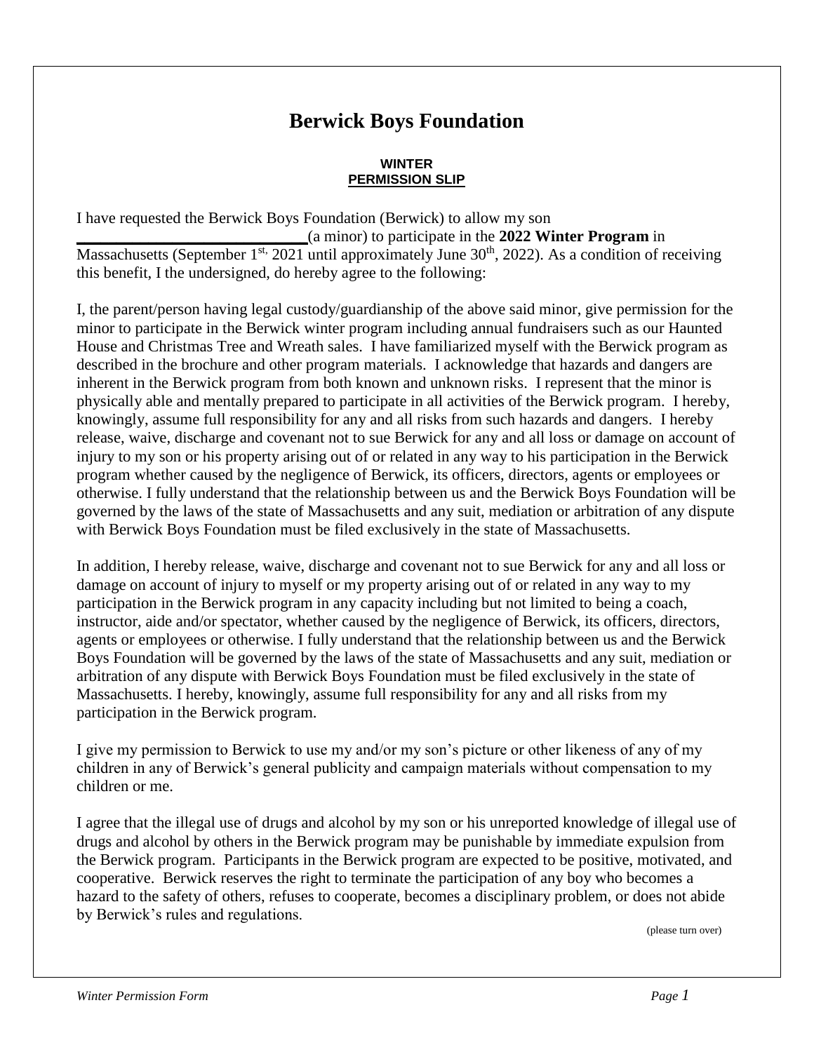# Berwick Boys Foundation

**WINTER**
**PERMISSION SLIP**

I have requested the Berwick Boys Foundation (Berwick) to allow my son ___________________________(a minor) to participate in the **2022 Winter Program** in Massachusetts (September 1st, 2021 until approximately June 30th, 2022). As a condition of receiving this benefit, I the undersigned, do hereby agree to the following:

I, the parent/person having legal custody/guardianship of the above said minor, give permission for the minor to participate in the Berwick winter program including annual fundraisers such as our Haunted House and Christmas Tree and Wreath sales. I have familiarized myself with the Berwick program as described in the brochure and other program materials. I acknowledge that hazards and dangers are inherent in the Berwick program from both known and unknown risks. I represent that the minor is physically able and mentally prepared to participate in all activities of the Berwick program. I hereby, knowingly, assume full responsibility for any and all risks from such hazards and dangers. I hereby release, waive, discharge and covenant not to sue Berwick for any and all loss or damage on account of injury to my son or his property arising out of or related in any way to his participation in the Berwick program whether caused by the negligence of Berwick, its officers, directors, agents or employees or otherwise. I fully understand that the relationship between us and the Berwick Boys Foundation will be governed by the laws of the state of Massachusetts and any suit, mediation or arbitration of any dispute with Berwick Boys Foundation must be filed exclusively in the state of Massachusetts.

In addition, I hereby release, waive, discharge and covenant not to sue Berwick for any and all loss or damage on account of injury to myself or my property arising out of or related in any way to my participation in the Berwick program in any capacity including but not limited to being a coach, instructor, aide and/or spectator, whether caused by the negligence of Berwick, its officers, directors, agents or employees or otherwise. I fully understand that the relationship between us and the Berwick Boys Foundation will be governed by the laws of the state of Massachusetts and any suit, mediation or arbitration of any dispute with Berwick Boys Foundation must be filed exclusively in the state of Massachusetts. I hereby, knowingly, assume full responsibility for any and all risks from my participation in the Berwick program.

I give my permission to Berwick to use my and/or my son's picture or other likeness of any of my children in any of Berwick's general publicity and campaign materials without compensation to my children or me.

I agree that the illegal use of drugs and alcohol by my son or his unreported knowledge of illegal use of drugs and alcohol by others in the Berwick program may be punishable by immediate expulsion from the Berwick program. Participants in the Berwick program are expected to be positive, motivated, and cooperative. Berwick reserves the right to terminate the participation of any boy who becomes a hazard to the safety of others, refuses to cooperate, becomes a disciplinary problem, or does not abide by Berwick's rules and regulations.

(please turn over)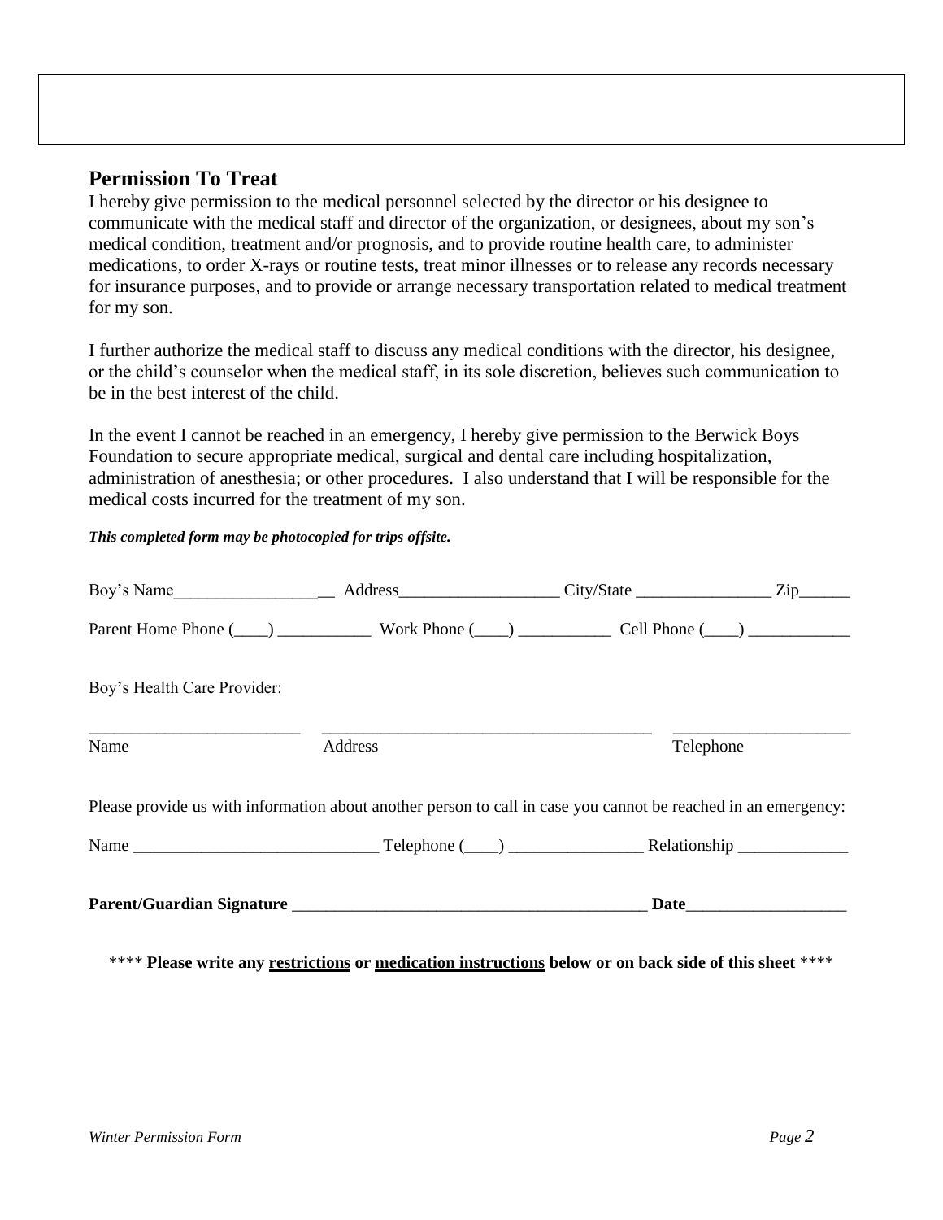## Permission To Treat

I hereby give permission to the medical personnel selected by the director or his designee to communicate with the medical staff and director of the organization, or designees, about my son's medical condition, treatment and/or prognosis, and to provide routine health care, to administer medications, to order X-rays or routine tests, treat minor illnesses or to release any records necessary for insurance purposes, and to provide or arrange necessary transportation related to medical treatment for my son.

I further authorize the medical staff to discuss any medical conditions with the director, his designee, or the child's counselor when the medical staff, in its sole discretion, believes such communication to be in the best interest of the child.

In the event I cannot be reached in an emergency, I hereby give permission to the Berwick Boys Foundation to secure appropriate medical, surgical and dental care including hospitalization, administration of anesthesia; or other procedures. I also understand that I will be responsible for the medical costs incurred for the treatment of my son.

***This completed form may be photocopied for trips offsite.***

Boy's Name___________________ Address___________________ City/State ________________ Zip______

Parent Home Phone (____) ___________ Work Phone (____) ___________ Cell Phone (____) ____________

Boy's Health Care Provider:

_________________________ ________________________________________ _____________________

Name Address Telephone

Please provide us with information about another person to call in case you cannot be reached in an emergency:

Name _____________________________ Telephone (____) ________________ Relationship _____________

**Parent/Guardian Signature** __________________________________________ **Date**___________________

\*\*\*\* **Please write any <u>restrictions</u> or <u>medication instructions</u> below or on back side of this sheet** \*\*\*\*